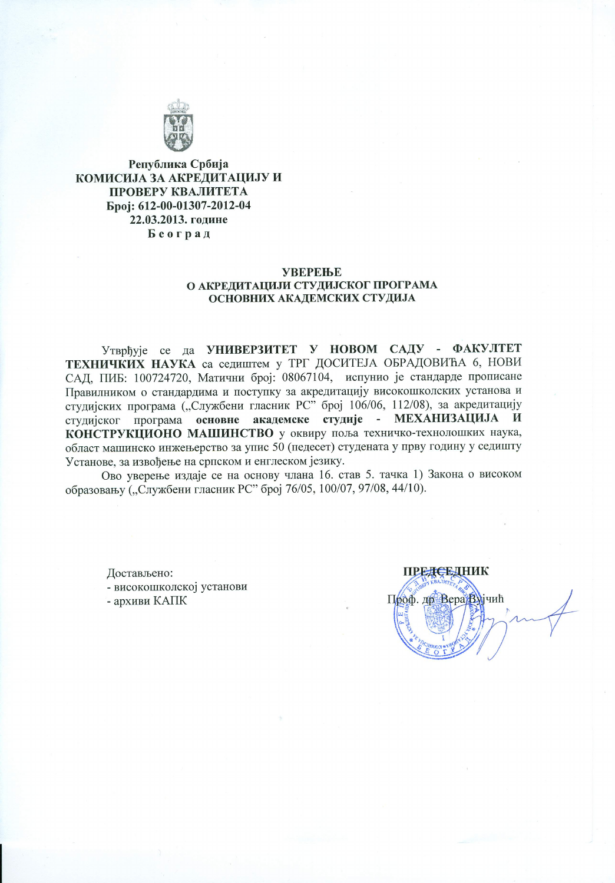**Република Србија**
**КОМИСИЈА ЗА АКРЕДИТАЦИЈУ И ПРОВЕРУ КВАЛИТЕТА**
**Број: 612-00-01307-2012-04**
**22.03.2013. године**
**Београд**

# УВЕРЕЊЕ
## О АКРЕДИТАЦИЈИ СТУДИЈСКОГ ПРОГРАМА ОСНОВНИХ АКАДЕМСКИХ СТУДИЈА

Утврђује се да **УНИВЕРЗИТЕТ У НОВОМ САДУ - ФАКУЛТЕТ ТЕХНИЧКИХ НАУКА** са седиштем у ТРГ ДОСИТЕЈА ОБРАДОВИЋА 6, НОВИ САД, ПИБ: 100724720, Матични број: 08067104, испунио је стандарде прописане Правилником о стандардима и поступку за акредитацију високошколских установа и студијских програма („Службени гласник РС" број 106/06, 112/08), за акредитацију студијског програма **основне академске студије - МЕХАНИЗАЦИЈА И КОНСТРУКЦИОНО МАШИНСТВО** у оквиру поља техничко-технолошких наука, област машинско инжењерство за упис 50 (педесет) студената у прву годину у седишту Установе, за извођење на српском и енглеском језику.

Ово уверење издаје се на основу члана 16. став 5. тачка 1) Закона о високом образовању („Службени гласник РС" број 76/05, 100/07, 97/08, 44/10).

Достављено:
- високошколској установи
- архиви КАПК

**ПРЕДСЕДНИК**

Проф. др Вера Вујчић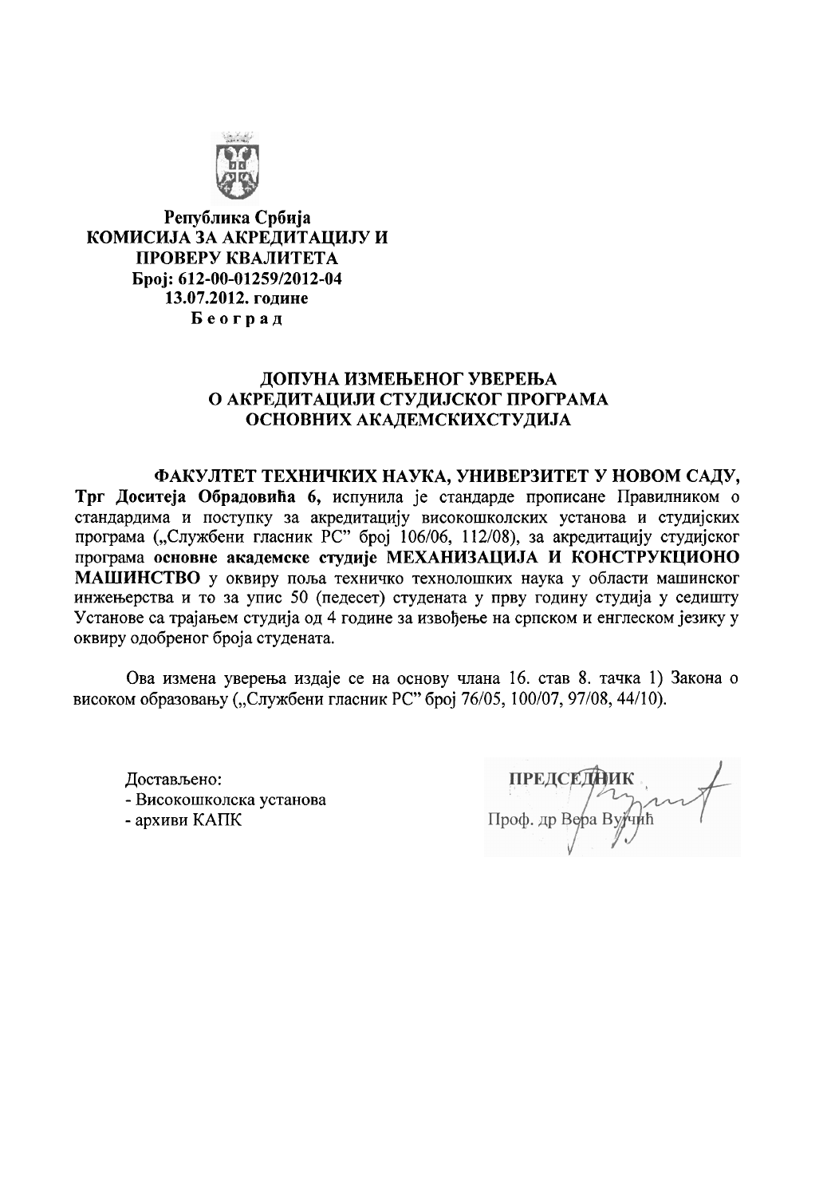**Република Србија**
**КОМИСИЈА ЗА АКРЕДИТАЦИЈУ И ПРОВЕРУ КВАЛИТЕТА**
**Број: 612-00-01259/2012-04**
**13.07.2012. године**
**Б е о г р а д**

## ДОПУНА ИЗМЕЊЕНОГ УВЕРЕЊА О АКРЕДИТАЦИЈИ СТУДИЈСКОГ ПРОГРАМА ОСНОВНИХ АКАДЕМСКИХСТУДИЈА

**ФАКУЛТЕТ ТЕХНИЧКИХ НАУКА, УНИВЕРЗИТЕТ У НОВОМ САДУ, Трг Доситеја Обрадовића 6,** испунила је стандарде прописане Правилником о стандардима и поступку за акредитацију високошколских установа и студијских програма („Службени гласник РС" број 106/06, 112/08), за акредитацију студијског програма **основне академске студије МЕХАНИЗАЦИЈА И КОНСТРУКЦИОНО МАШИНСТВО** у оквиру поља техничко технолошких наука у области машинског инжењерства и то за упис 50 (педесет) студената у прву годину студија у седишту Установе са трајањем студија од 4 године за извођење на српском и енглеском језику у оквиру одобреног броја студената.

Ова измена уверења издаје се на основу члана 16. став 8. тачка 1) Закона о високом образовању („Службени гласник РС" број 76/05, 100/07, 97/08, 44/10).

Достављено:
- Високошколска установа
- архиви КАПК

ПРЕДСЕДНИК
Проф. др Вера Вујчић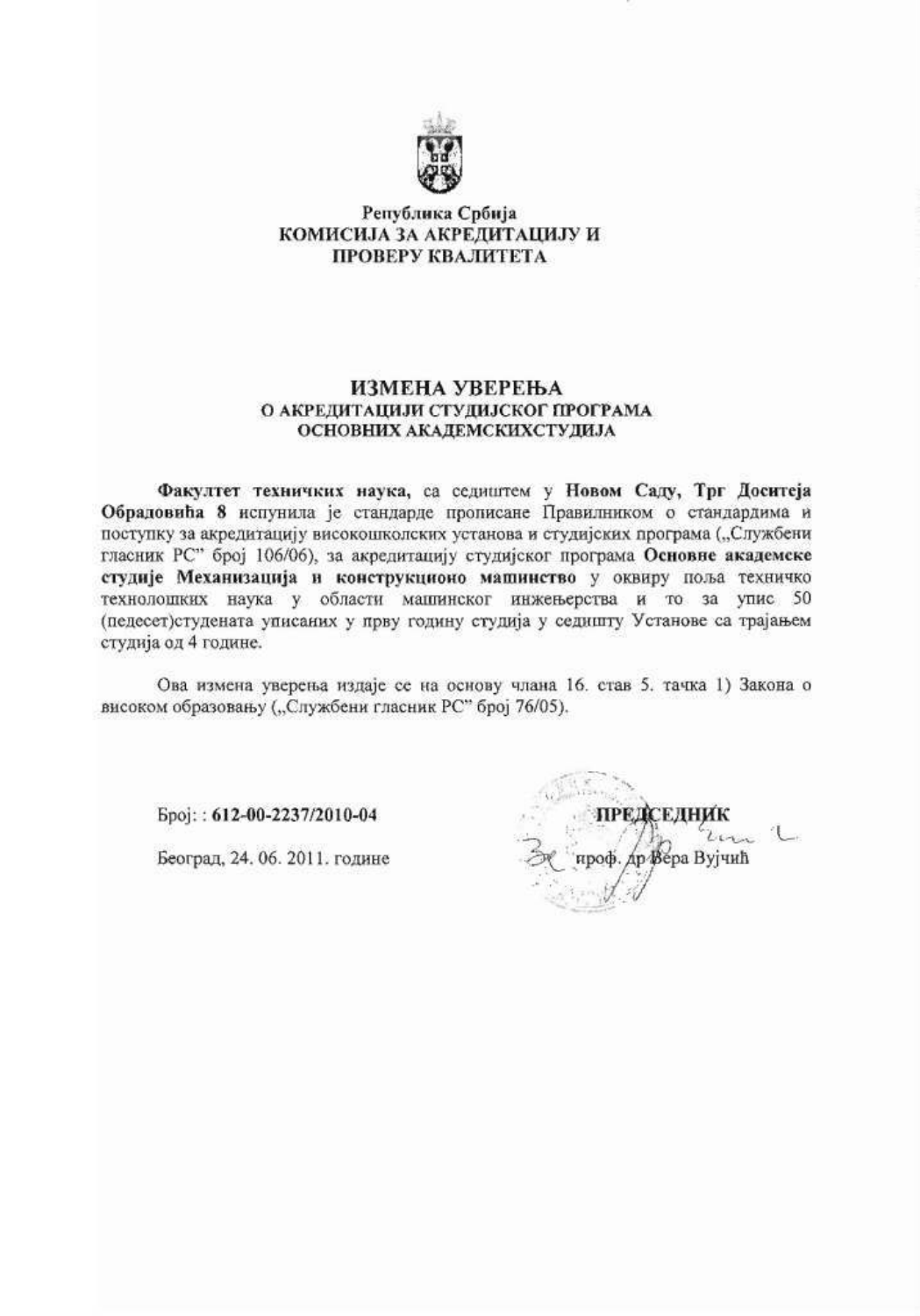Република Србија
**КОМИСИЈА ЗА АКРЕДИТАЦИЈУ И ПРОВЕРУ КВАЛИТЕТА**

# ИЗМЕНА УВЕРЕЊА
## О АКРЕДИТАЦИЈИ СТУДИЈСКОГ ПРОГРАМА ОСНОВНИХ АКАДЕМСКИХСТУДИЈА

**Факултет техничких наука,** са седиштем у **Новом Саду, Трг Доситеја Обрадовића 8** испунила је стандарде прописане Правилником о стандардима и поступку за акредитацију високошколских установа и студијских програма („Службени гласник РС" број 106/06), за акредитацију студијског програма **Основне академске студије Механизација и конструкционо машинство** у оквиру поља техничко технолошких наука у области машинског инжењерства и то за упис 50 (педесет)студената уписаних у прву годину студија у седишту Установе са трајањем студија од 4 године.

Ова измена уверења издаје се на основу члана 16. став 5. тачка 1) Закона о високом образовању („Службени гласник РС" број 76/05).

Број: : **612-00-2237/2010-04**

Београд, 24. 06. 2011. године

**ПРЕДСЕДНИК**

проф. др Вера Вујчић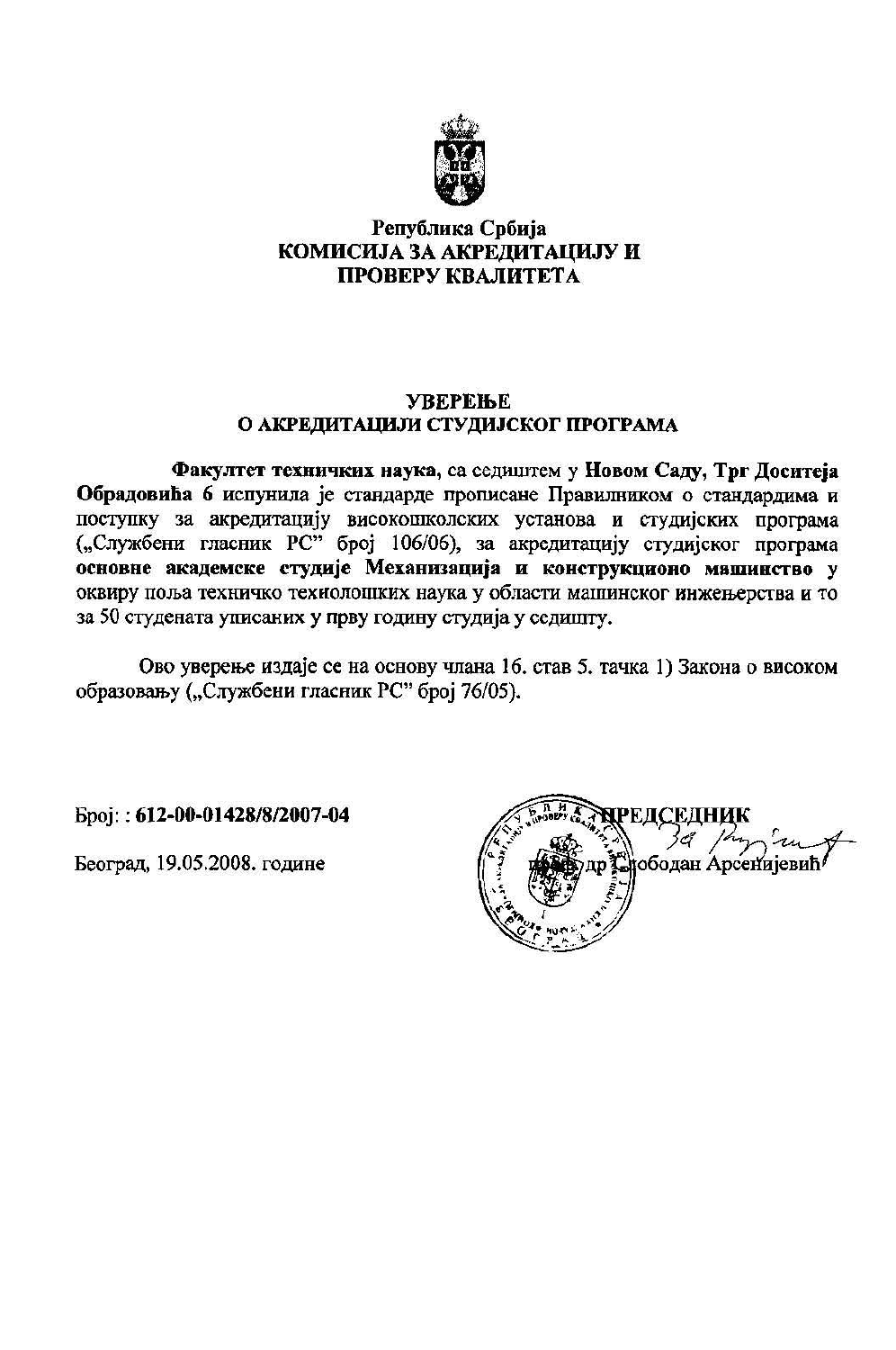Република Србија
**КОМИСИЈА ЗА АКРЕДИТАЦИЈУ И ПРОВЕРУ КВАЛИТЕТА**

## УВЕРЕЊЕ
## О АКРЕДИТАЦИЈИ СТУДИЈСКОГ ПРОГРАМА

**Факултет техничких наука**, са седиштем у **Новом Саду, Трг Доситеја Обрадовића 6** испунила је стандарде прописане Правилником о стандардима и поступку за акредитацију високошколских установа и студијских програма („Службени гласник РС" број 106/06), за акредитацију студијског програма **основне академске студије Механизација и конструкционо машинство** у оквиру поља техничко технолошких наука у области машинског инжењерства и то за 50 студената уписаних у прву годину студија у седишту.

Ово уверење издаје се на основу члана 16. став 5. тачка 1) Закона о високом образовању („Службени гласник РС" број 76/05).

Број: : **612-00-01428/8/2007-04**

Београд, 19.05.2008. године

**ПРЕДСЕДНИК**

проф. др Слободан Арсенијевић